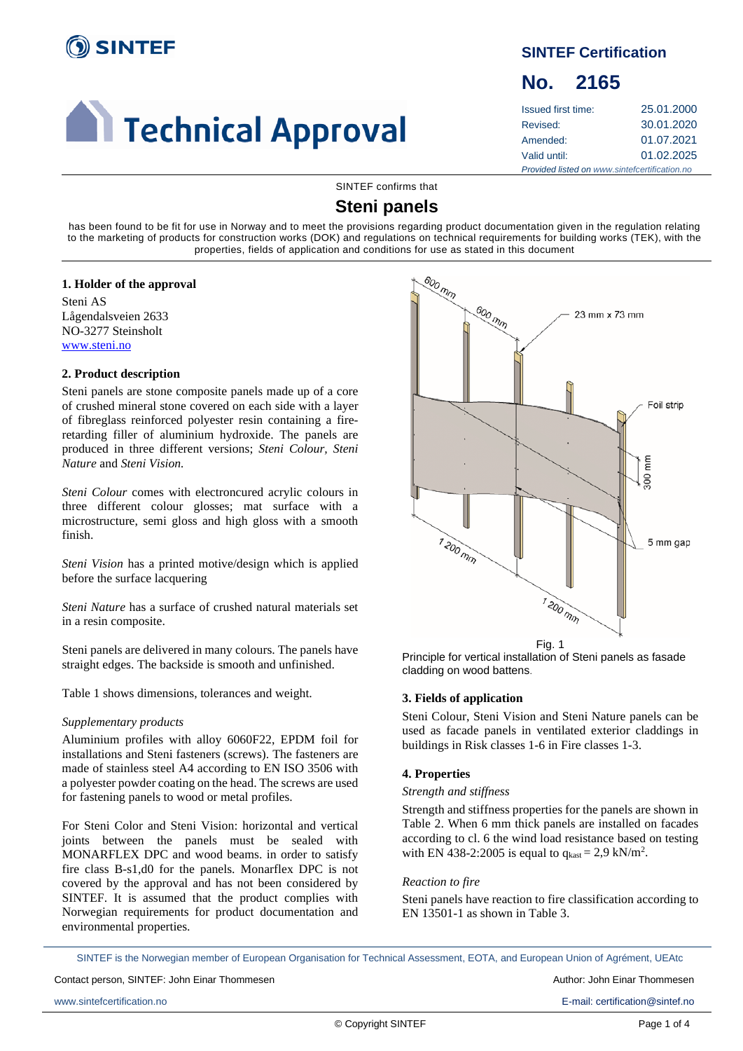# SINTEF

# Technical Approval

## SINTEF Certification

## No. 2165

| | |
|---|---|
| Issued first time: | 25.01.2000 |
| Revised: | 30.01.2020 |
| Amended: | 01.07.2021 |
| Valid until: | 01.02.2025 |

*Provided listed on www.sintefcertification.no*

SINTEF confirms that

# Steni panels

has been found to be fit for use in Norway and to meet the provisions regarding product documentation given in the regulation relating to the marketing of products for construction works (DOK) and regulations on technical requirements for building works (TEK), with the properties, fields of application and conditions for use as stated in this document

## 1. Holder of the approval

Steni AS
Lågendalsveien 2633
NO-3277 Steinsholt
www.steni.no

## 2. Product description

Steni panels are stone composite panels made up of a core of crushed mineral stone covered on each side with a layer of fibreglass reinforced polyester resin containing a fire-retarding filler of aluminium hydroxide. The panels are produced in three different versions; *Steni Colour, Steni Nature* and *Steni Vision.*

*Steni Colour* comes with electroncured acrylic colours in three different colour glosses; mat surface with a microstructure, semi gloss and high gloss with a smooth finish.

*Steni Vision* has a printed motive/design which is applied before the surface lacquering

*Steni Nature* has a surface of crushed natural materials set in a resin composite.

Steni panels are delivered in many colours. The panels have straight edges. The backside is smooth and unfinished.

Table 1 shows dimensions, tolerances and weight.

*Supplementary products*

Aluminium profiles with alloy 6060F22, EPDM foil for installations and Steni fasteners (screws). The fasteners are made of stainless steel A4 according to EN ISO 3506 with a polyester powder coating on the head. The screws are used for fastening panels to wood or metal profiles.

For Steni Color and Steni Vision: horizontal and vertical joints between the panels must be sealed with MONARFLEX DPC and wood beams. in order to satisfy fire class B-s1,d0 for the panels. Monarflex DPC is not covered by the approval and has not been considered by SINTEF. It is assumed that the product complies with Norwegian requirements for product documentation and environmental properties.

Fig. 1
Principle for vertical installation of Steni panels as fasade cladding on wood battens.

## 3. Fields of application

Steni Colour, Steni Vision and Steni Nature panels can be used as facade panels in ventilated exterior claddings in buildings in Risk classes 1-6 in Fire classes 1-3.

## 4. Properties

*Strength and stiffness*

Strength and stiffness properties for the panels are shown in Table 2. When 6 mm thick panels are installed on facades according to cl. 6 the wind load resistance based on testing with EN 438-2:2005 is equal to $q_{kast} = 2{,}9$ kN/m$^2$.

*Reaction to fire*

Steni panels have reaction to fire classification according to EN 13501-1 as shown in Table 3.

SINTEF is the Norwegian member of European Organisation for Technical Assessment, EOTA, and European Union of Agrément, UEAtc

Contact person, SINTEF: John Einar Thommesen — Author: John Einar Thommesen

www.sintefcertification.no — E-mail: certification@sintef.no

© Copyright SINTEF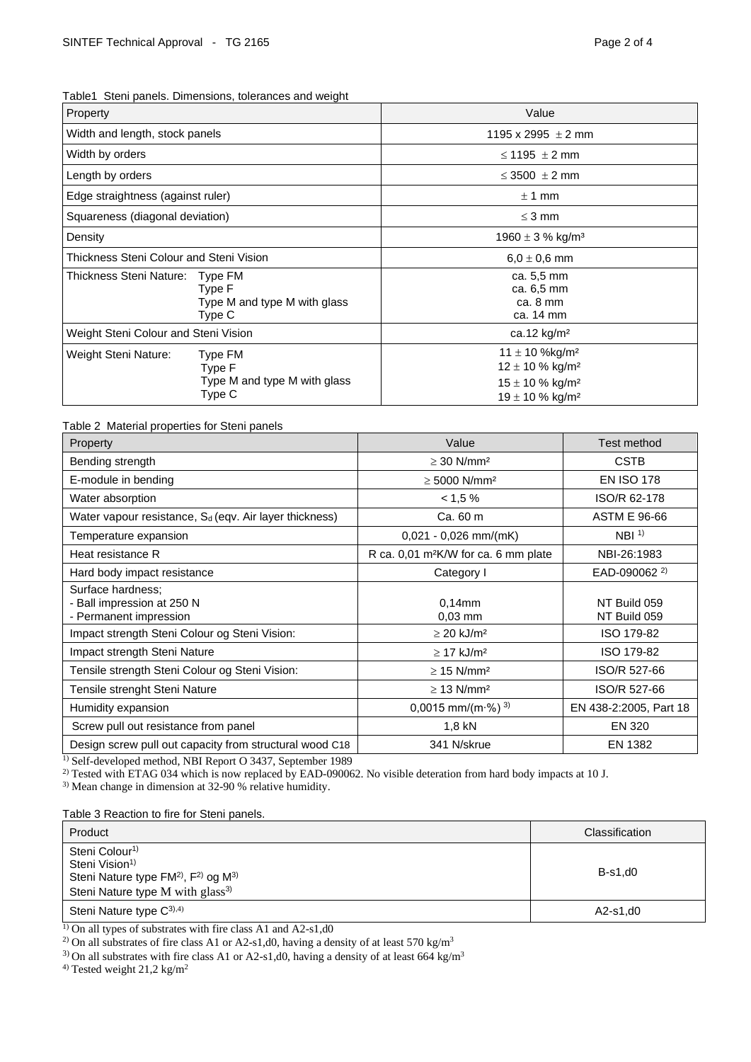Table1 Steni panels. Dimensions, tolerances and weight

| Property | Value |
| --- | --- |
| Width and length, stock panels | 1195 x 2995 ± 2 mm |
| Width by orders | ≤ 1195 ± 2 mm |
| Length by orders | ≤ 3500 ± 2 mm |
| Edge straightness (against ruler) | ± 1 mm |
| Squareness (diagonal deviation) | ≤ 3 mm |
| Density | 1960 ± 3 % kg/m³ |
| Thickness Steni Colour and Steni Vision | 6,0 ± 0,6 mm |
| Thickness Steni Nature: Type FM<br>Type F<br>Type M and type M with glass<br>Type C | ca. 5,5 mm<br>ca. 6,5 mm<br>ca. 8 mm<br>ca. 14 mm |
| Weight Steni Colour and Steni Vision | ca.12 kg/m² |
| Weight Steni Nature: Type FM<br>Type F<br>Type M and type M with glass<br>Type C | 11 ± 10 %kg/m²<br>12 ± 10 % kg/m²<br>15 ± 10 % kg/m²<br>19 ± 10 % kg/m² |

Table 2 Material properties for Steni panels

| Property | Value | Test method |
| --- | --- | --- |
| Bending strength | ≥ 30 N/mm² | CSTB |
| E-module in bending | ≥ 5000 N/mm² | EN ISO 178 |
| Water absorption | < 1,5 % | ISO/R 62-178 |
| Water vapour resistance, $S_d$ (eqv. Air layer thickness) | Ca. 60 m | ASTM E 96-66 |
| Temperature expansion | 0,021 - 0,026 mm/(mK) | NBI [1] |
| Heat resistance R | R ca. 0,01 m²K/W for ca. 6 mm plate | NBI-26:1983 |
| Hard body impact resistance | Category I | EAD-090062 [2] |
| Surface hardness;<br>- Ball impression at 250 N<br>- Permanent impression | <br>0,14mm<br>0,03 mm | <br>NT Build 059<br>NT Build 059 |
| Impact strength Steni Colour og Steni Vision: | ≥ 20 kJ/m² | ISO 179-82 |
| Impact strength Steni Nature | ≥ 17 kJ/m² | ISO 179-82 |
| Tensile strength Steni Colour og Steni Vision: | ≥ 15 N/mm² | ISO/R 527-66 |
| Tensile strenght Steni Nature | ≥ 13 N/mm² | ISO/R 527-66 |
| Humidity expansion | 0,0015 mm/(m·%) [3] | EN 438-2:2005, Part 18 |
| Screw pull out resistance from panel | 1,8 kN | EN 320 |
| Design screw pull out capacity from structural wood C18 | 341 N/skrue | EN 1382 |

[1] Self-developed method, NBI Report O 3437, September 1989
[2] Tested with ETAG 034 which is now replaced by EAD-090062. No visible deteration from hard body impacts at 10 J.
[3] Mean change in dimension at 32-90 % relative humidity.

Table 3 Reaction to fire for Steni panels.

| Product | Classification |
| --- | --- |
| Steni Colour[1]<br>Steni Vision[1]<br>Steni Nature type FM[2], F[2] og M[3]<br>Steni Nature type M with glass[3] | B-s1,d0 |
| Steni Nature type C[3),4] | A2-s1,d0 |

[1] On all types of substrates with fire class A1 and A2-s1,d0
[2] On all substrates of fire class A1 or A2-s1,d0, having a density of at least 570 kg/m³
[3] On all substrates with fire class A1 or A2-s1,d0, having a density of at least 664 kg/m³
[4] Tested weight 21,2 kg/m²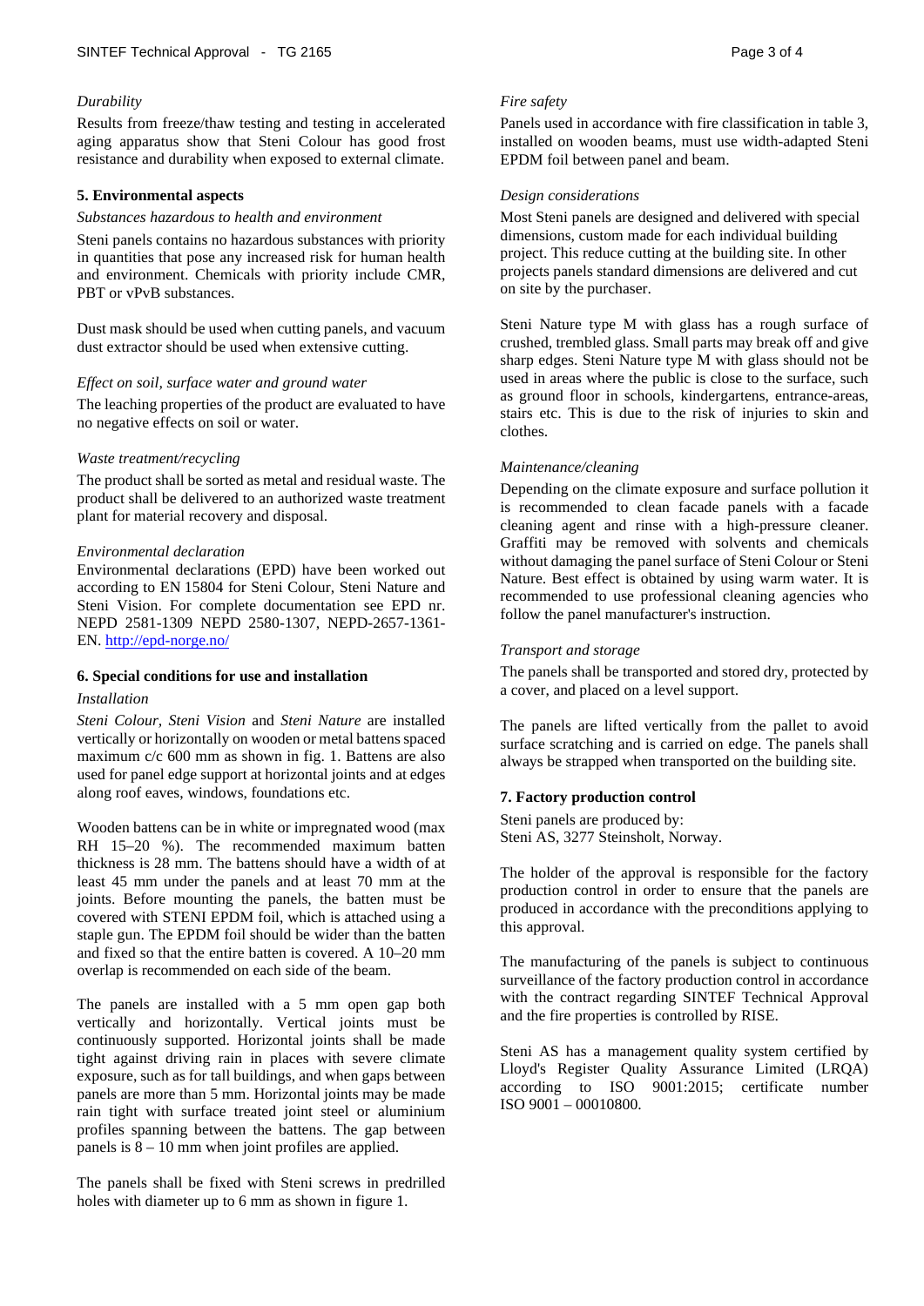*Durability*

Results from freeze/thaw testing and testing in accelerated aging apparatus show that Steni Colour has good frost resistance and durability when exposed to external climate.

### 5. Environmental aspects

*Substances hazardous to health and environment*

Steni panels contains no hazardous substances with priority in quantities that pose any increased risk for human health and environment. Chemicals with priority include CMR, PBT or vPvB substances.

Dust mask should be used when cutting panels, and vacuum dust extractor should be used when extensive cutting.

*Effect on soil, surface water and ground water*

The leaching properties of the product are evaluated to have no negative effects on soil or water.

*Waste treatment/recycling*

The product shall be sorted as metal and residual waste. The product shall be delivered to an authorized waste treatment plant for material recovery and disposal.

*Environmental declaration*

Environmental declarations (EPD) have been worked out according to EN 15804 for Steni Colour, Steni Nature and Steni Vision. For complete documentation see EPD nr. NEPD 2581-1309 NEPD 2580-1307, NEPD-2657-1361-EN. [http://epd-norge.no/](http://epd-norge.no/)

### 6. Special conditions for use and installation

*Installation*

*Steni Colour, Steni Vision* and *Steni Nature* are installed vertically or horizontally on wooden or metal battens spaced maximum c/c 600 mm as shown in fig. 1. Battens are also used for panel edge support at horizontal joints and at edges along roof eaves, windows, foundations etc.

Wooden battens can be in white or impregnated wood (max RH 15–20 %). The recommended maximum batten thickness is 28 mm. The battens should have a width of at least 45 mm under the panels and at least 70 mm at the joints. Before mounting the panels, the batten must be covered with STENI EPDM foil, which is attached using a staple gun. The EPDM foil should be wider than the batten and fixed so that the entire batten is covered. A 10–20 mm overlap is recommended on each side of the beam.

The panels are installed with a 5 mm open gap both vertically and horizontally. Vertical joints must be continuously supported. Horizontal joints shall be made tight against driving rain in places with severe climate exposure, such as for tall buildings, and when gaps between panels are more than 5 mm. Horizontal joints may be made rain tight with surface treated joint steel or aluminium profiles spanning between the battens. The gap between panels is 8 – 10 mm when joint profiles are applied.

The panels shall be fixed with Steni screws in predrilled holes with diameter up to 6 mm as shown in figure 1.

*Fire safety*

Panels used in accordance with fire classification in table 3, installed on wooden beams, must use width-adapted Steni EPDM foil between panel and beam.

*Design considerations*

Most Steni panels are designed and delivered with special dimensions, custom made for each individual building project. This reduce cutting at the building site. In other projects panels standard dimensions are delivered and cut on site by the purchaser.

Steni Nature type M with glass has a rough surface of crushed, trembled glass. Small parts may break off and give sharp edges. Steni Nature type M with glass should not be used in areas where the public is close to the surface, such as ground floor in schools, kindergartens, entrance-areas, stairs etc. This is due to the risk of injuries to skin and clothes.

*Maintenance/cleaning*

Depending on the climate exposure and surface pollution it is recommended to clean facade panels with a facade cleaning agent and rinse with a high-pressure cleaner. Graffiti may be removed with solvents and chemicals without damaging the panel surface of Steni Colour or Steni Nature. Best effect is obtained by using warm water. It is recommended to use professional cleaning agencies who follow the panel manufacturer's instruction.

*Transport and storage*

The panels shall be transported and stored dry, protected by a cover, and placed on a level support.

The panels are lifted vertically from the pallet to avoid surface scratching and is carried on edge. The panels shall always be strapped when transported on the building site.

### 7. Factory production control

Steni panels are produced by:
Steni AS, 3277 Steinsholt, Norway.

The holder of the approval is responsible for the factory production control in order to ensure that the panels are produced in accordance with the preconditions applying to this approval.

The manufacturing of the panels is subject to continuous surveillance of the factory production control in accordance with the contract regarding SINTEF Technical Approval and the fire properties is controlled by RISE.

Steni AS has a management quality system certified by Lloyd's Register Quality Assurance Limited (LRQA) according to ISO 9001:2015; certificate number ISO 9001 – 00010800.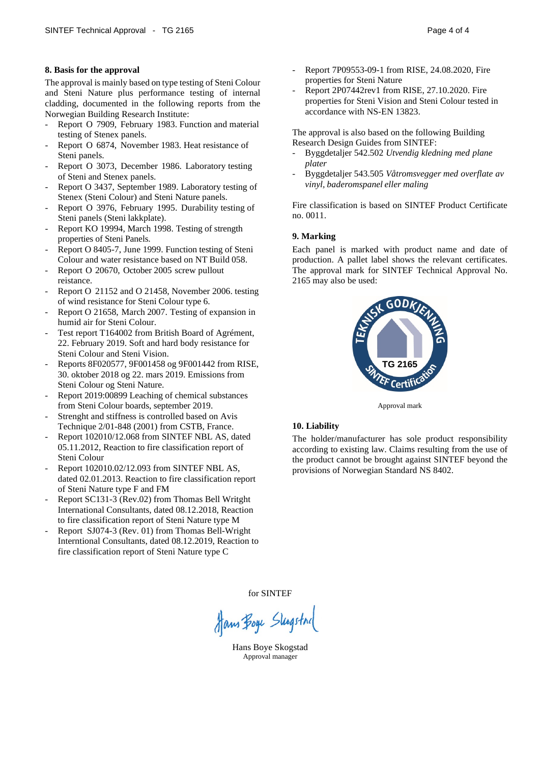## 8. Basis for the approval

The approval is mainly based on type testing of Steni Colour and Steni Nature plus performance testing of internal cladding, documented in the following reports from the Norwegian Building Research Institute:

- Report O 7909, February 1983. Function and material testing of Stenex panels.
- Report O 6874, November 1983. Heat resistance of Steni panels.
- Report O 3073, December 1986. Laboratory testing of Steni and Stenex panels.
- Report O 3437, September 1989. Laboratory testing of Stenex (Steni Colour) and Steni Nature panels.
- Report O 3976, February 1995. Durability testing of Steni panels (Steni lakkplate).
- Report KO 19994, March 1998. Testing of strength properties of Steni Panels.
- Report O 8405-7, June 1999. Function testing of Steni Colour and water resistance based on NT Build 058.
- Report O 20670, October 2005 screw pullout reistance.
- Report O 21152 and O 21458, November 2006. testing of wind resistance for Steni Colour type 6.
- Report O 21658, March 2007. Testing of expansion in humid air for Steni Colour.
- Test report T164002 from British Board of Agrément, 22. February 2019. Soft and hard body resistance for Steni Colour and Steni Vision.
- Reports 8F020577, 9F001458 og 9F001442 from RISE, 30. oktober 2018 og 22. mars 2019. Emissions from Steni Colour og Steni Nature.
- Report 2019:00899 Leaching of chemical substances from Steni Colour boards, september 2019.
- Strenght and stiffness is controlled based on Avis Technique 2/01-848 (2001) from CSTB, France.
- Report 102010/12.068 from SINTEF NBL AS, dated 05.11.2012, Reaction to fire classification report of Steni Colour
- Report 102010.02/12.093 from SINTEF NBL AS, dated 02.01.2013. Reaction to fire classification report of Steni Nature type F and FM
- Report SC131-3 (Rev.02) from Thomas Bell Writght International Consultants, dated 08.12.2018, Reaction to fire classification report of Steni Nature type M
- Report SJ074-3 (Rev. 01) from Thomas Bell-Wright Interntional Consultants, dated 08.12.2019, Reaction to fire classification report of Steni Nature type C
- Report 7P09553-09-1 from RISE, 24.08.2020, Fire properties for Steni Nature
- Report 2P07442rev1 from RISE, 27.10.2020. Fire properties for Steni Vision and Steni Colour tested in accordance with NS-EN 13823.

The approval is also based on the following Building Research Design Guides from SINTEF:

- Byggdetaljer 542.502 *Utvendig kledning med plane plater*
- Byggdetaljer 543.505 *Våtromsvegger med overflate av vinyl, baderomspanel eller maling*

Fire classification is based on SINTEF Product Certificate no. 0011.

## 9. Marking

Each panel is marked with product name and date of production. A pallet label shows the relevant certificates. The approval mark for SINTEF Technical Approval No. 2165 may also be used:

TEKNISK GODKJENNING
TG 2165
SINTEF Certification

Approval mark

## 10. Liability

The holder/manufacturer has sole product responsibility according to existing law. Claims resulting from the use of the product cannot be brought against SINTEF beyond the provisions of Norwegian Standard NS 8402.

for SINTEF

Hans Boye Skogstad
Approval manager